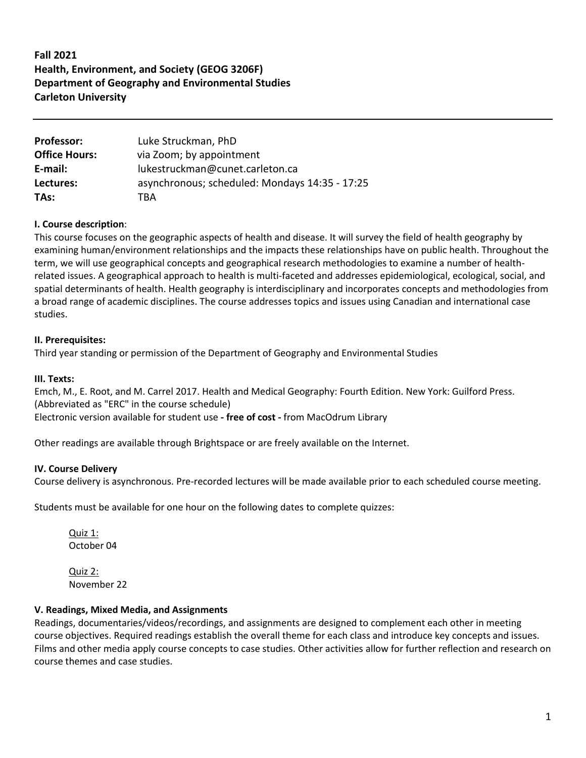**Fall 2021**
**Health, Environment, and Society (GEOG 3206F)**
**Department of Geography and Environmental Studies**
**Carleton University**

---

| | |
|---|---|
| **Professor:** | Luke Struckman, PhD |
| **Office Hours:** | via Zoom; by appointment |
| **E-mail:** | lukestruckman@cunet.carleton.ca |
| **Lectures:** | asynchronous; scheduled: Mondays 14:35 - 17:25 |
| **TAs:** | TBA |

**I. Course description**:
This course focuses on the geographic aspects of health and disease. It will survey the field of health geography by examining human/environment relationships and the impacts these relationships have on public health. Throughout the term, we will use geographical concepts and geographical research methodologies to examine a number of health-related issues. A geographical approach to health is multi-faceted and addresses epidemiological, ecological, social, and spatial determinants of health. Health geography is interdisciplinary and incorporates concepts and methodologies from a broad range of academic disciplines. The course addresses topics and issues using Canadian and international case studies.

**II. Prerequisites:**
Third year standing or permission of the Department of Geography and Environmental Studies

**III. Texts:**
Emch, M., E. Root, and M. Carrel 2017. Health and Medical Geography: Fourth Edition. New York: Guilford Press. (Abbreviated as "ERC" in the course schedule)
Electronic version available for student use **- free of cost -** from MacOdrum Library

Other readings are available through Brightspace or are freely available on the Internet.

**IV. Course Delivery**
Course delivery is asynchronous. Pre-recorded lectures will be made available prior to each scheduled course meeting.

Students must be available for one hour on the following dates to complete quizzes:

Quiz 1:
October 04

Quiz 2:
November 22

**V. Readings, Mixed Media, and Assignments**
Readings, documentaries/videos/recordings, and assignments are designed to complement each other in meeting course objectives. Required readings establish the overall theme for each class and introduce key concepts and issues. Films and other media apply course concepts to case studies. Other activities allow for further reflection and research on course themes and case studies.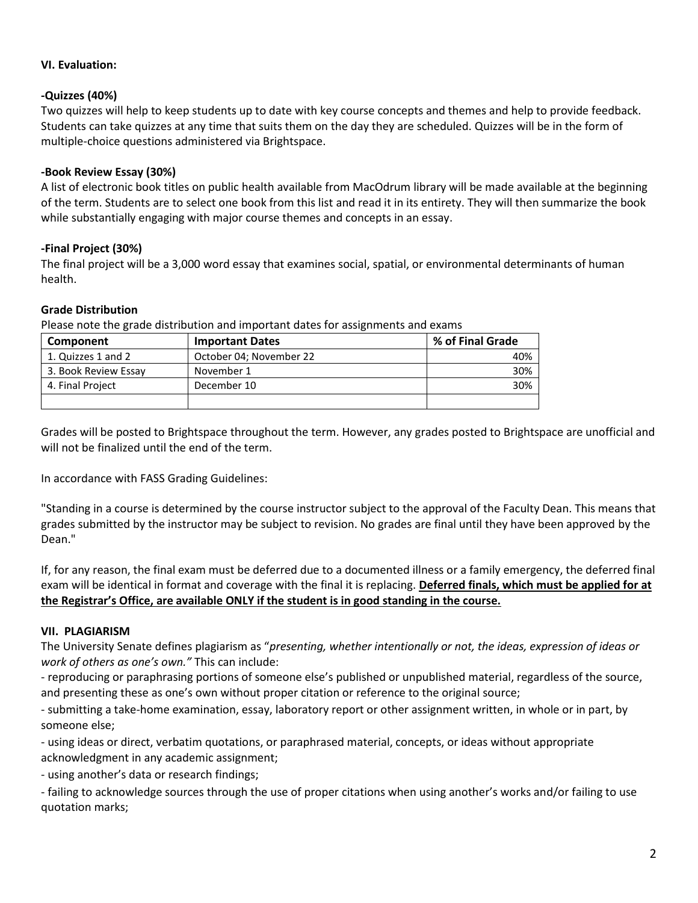### VI. Evaluation:

**-Quizzes (40%)**

Two quizzes will help to keep students up to date with key course concepts and themes and help to provide feedback. Students can take quizzes at any time that suits them on the day they are scheduled. Quizzes will be in the form of multiple-choice questions administered via Brightspace.

**-Book Review Essay (30%)**

A list of electronic book titles on public health available from MacOdrum library will be made available at the beginning of the term. Students are to select one book from this list and read it in its entirety. They will then summarize the book while substantially engaging with major course themes and concepts in an essay.

**-Final Project (30%)**

The final project will be a 3,000 word essay that examines social, spatial, or environmental determinants of human health.

**Grade Distribution**

Please note the grade distribution and important dates for assignments and exams

| Component | Important Dates | % of Final Grade |
|---|---|---|
| 1. Quizzes 1 and 2 | October 04; November 22 | 40% |
| 3. Book Review Essay | November 1 | 30% |
| 4. Final Project | December 10 | 30% |
| | | |

Grades will be posted to Brightspace throughout the term. However, any grades posted to Brightspace are unofficial and will not be finalized until the end of the term.

In accordance with FASS Grading Guidelines:

"Standing in a course is determined by the course instructor subject to the approval of the Faculty Dean. This means that grades submitted by the instructor may be subject to revision. No grades are final until they have been approved by the Dean."

If, for any reason, the final exam must be deferred due to a documented illness or a family emergency, the deferred final exam will be identical in format and coverage with the final it is replacing. **Deferred finals, which must be applied for at the Registrar's Office, are available ONLY if the student is in good standing in the course.**

### VII. PLAGIARISM

The University Senate defines plagiarism as "*presenting, whether intentionally or not, the ideas, expression of ideas or work of others as one's own.*" This can include:

- reproducing or paraphrasing portions of someone else's published or unpublished material, regardless of the source, and presenting these as one's own without proper citation or reference to the original source;
- submitting a take-home examination, essay, laboratory report or other assignment written, in whole or in part, by someone else;
- using ideas or direct, verbatim quotations, or paraphrased material, concepts, or ideas without appropriate acknowledgment in any academic assignment;
- using another's data or research findings;
- failing to acknowledge sources through the use of proper citations when using another's works and/or failing to use quotation marks;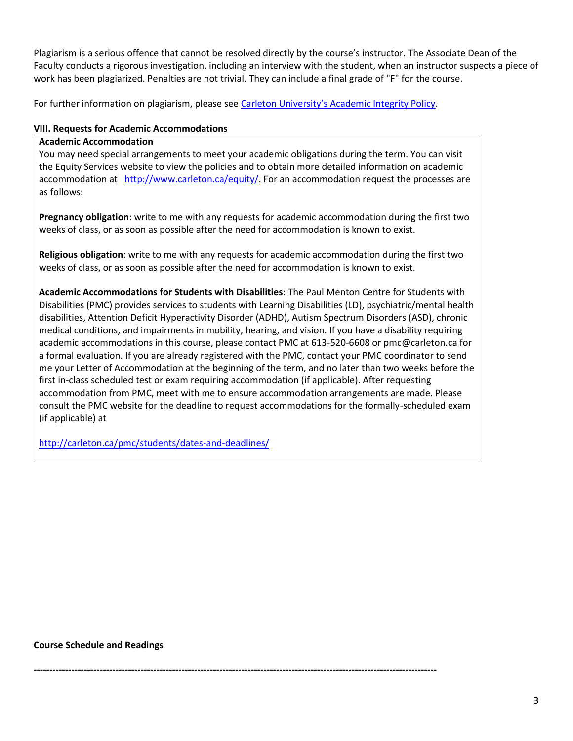Plagiarism is a serious offence that cannot be resolved directly by the course's instructor. The Associate Dean of the Faculty conducts a rigorous investigation, including an interview with the student, when an instructor suspects a piece of work has been plagiarized. Penalties are not trivial. They can include a final grade of "F" for the course.

For further information on plagiarism, please see [Carleton University's Academic Integrity Policy](#).

**VIII. Requests for Academic Accommodations**

**Academic Accommodation**

You may need special arrangements to meet your academic obligations during the term. You can visit the Equity Services website to view the policies and to obtain more detailed information on academic accommodation at http://www.carleton.ca/equity/. For an accommodation request the processes are as follows:

**Pregnancy obligation**: write to me with any requests for academic accommodation during the first two weeks of class, or as soon as possible after the need for accommodation is known to exist.

**Religious obligation**: write to me with any requests for academic accommodation during the first two weeks of class, or as soon as possible after the need for accommodation is known to exist.

**Academic Accommodations for Students with Disabilities**: The Paul Menton Centre for Students with Disabilities (PMC) provides services to students with Learning Disabilities (LD), psychiatric/mental health disabilities, Attention Deficit Hyperactivity Disorder (ADHD), Autism Spectrum Disorders (ASD), chronic medical conditions, and impairments in mobility, hearing, and vision. If you have a disability requiring academic accommodations in this course, please contact PMC at 613-520-6608 or pmc@carleton.ca for a formal evaluation. If you are already registered with the PMC, contact your PMC coordinator to send me your Letter of Accommodation at the beginning of the term, and no later than two weeks before the first in-class scheduled test or exam requiring accommodation (if applicable). After requesting accommodation from PMC, meet with me to ensure accommodation arrangements are made. Please consult the PMC website for the deadline to request accommodations for the formally-scheduled exam (if applicable) at

http://carleton.ca/pmc/students/dates-and-deadlines/

**Course Schedule and Readings**

**------------------------------------------------------------------------------------------------------------------------------**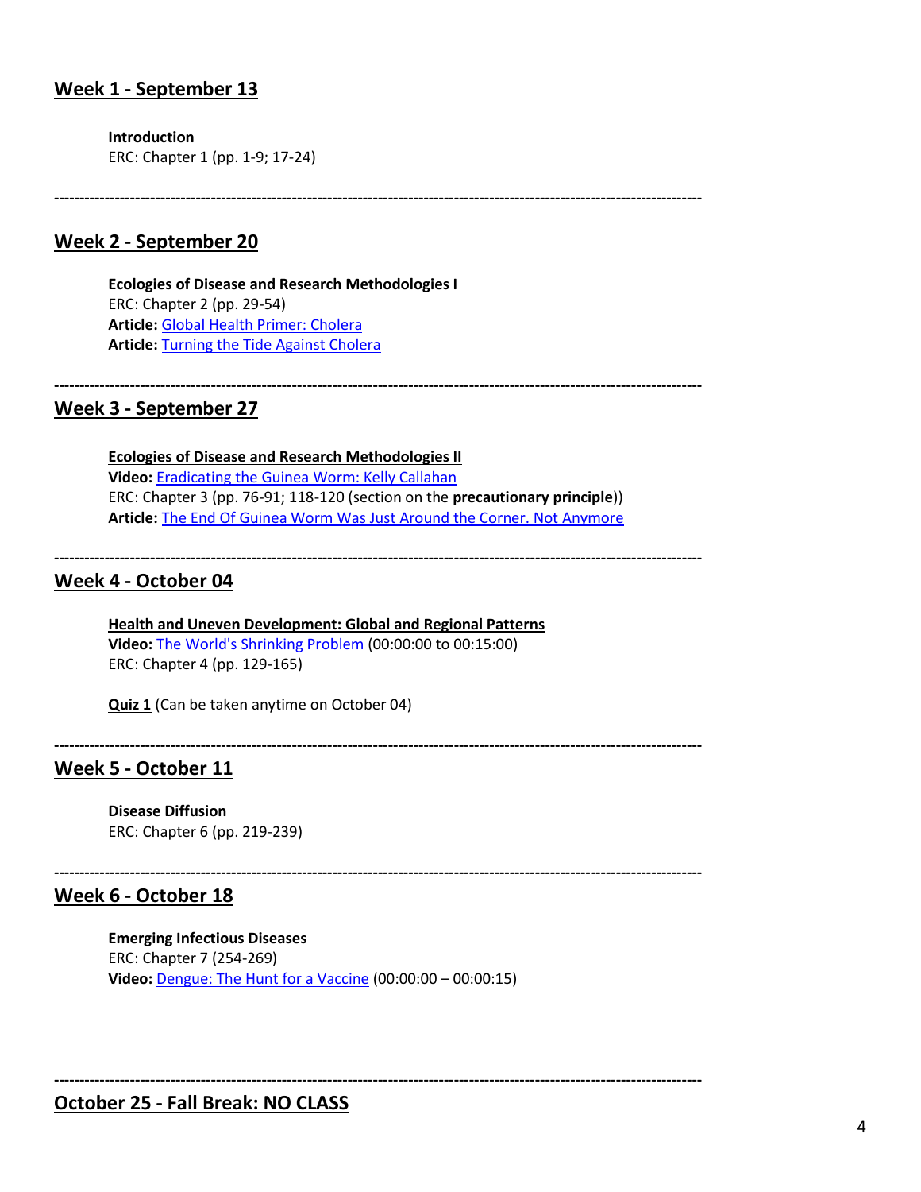## Week 1 - September 13

**Introduction**
ERC: Chapter 1 (pp. 1-9; 17-24)

---

## Week 2 - September 20

**Ecologies of Disease and Research Methodologies I**
ERC: Chapter 2 (pp. 29-54)
**Article:** Global Health Primer: Cholera
**Article:** Turning the Tide Against Cholera

---

## Week 3 - September 27

**Ecologies of Disease and Research Methodologies II**
**Video:** Eradicating the Guinea Worm: Kelly Callahan
ERC: Chapter 3 (pp. 76-91; 118-120 (section on the **precautionary principle**))
**Article:** The End Of Guinea Worm Was Just Around the Corner. Not Anymore

---

## Week 4 - October 04

**Health and Uneven Development: Global and Regional Patterns**
**Video:** The World's Shrinking Problem (00:00:00 to 00:15:00)
ERC: Chapter 4 (pp. 129-165)

**Quiz 1** (Can be taken anytime on October 04)

---

## Week 5 - October 11

**Disease Diffusion**
ERC: Chapter 6 (pp. 219-239)

---

## Week 6 - October 18

**Emerging Infectious Diseases**
ERC: Chapter 7 (254-269)
**Video:** Dengue: The Hunt for a Vaccine (00:00:00 – 00:00:15)

---

## October 25 - Fall Break: NO CLASS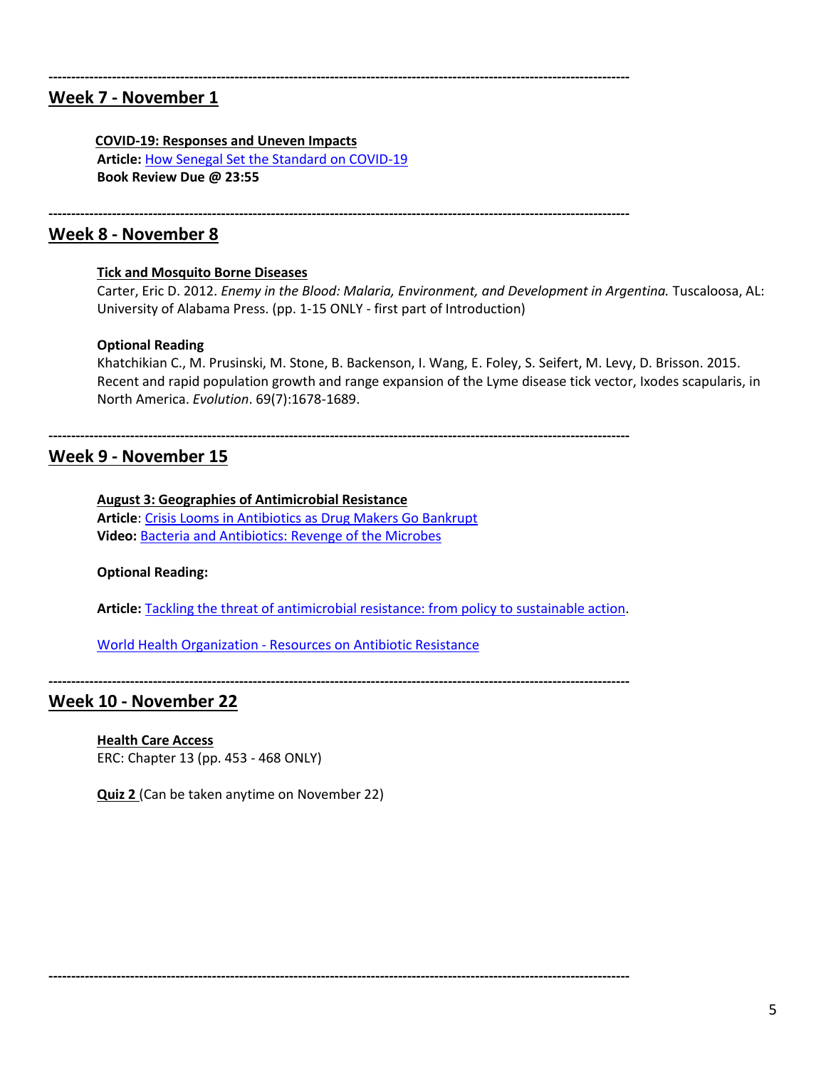---

## Week 7 - November 1

**COVID-19: Responses and Uneven Impacts**
**Article:** How Senegal Set the Standard on COVID-19
**Book Review Due @ 23:55**

---

## Week 8 - November 8

**Tick and Mosquito Borne Diseases**
Carter, Eric D. 2012. *Enemy in the Blood: Malaria, Environment, and Development in Argentina.* Tuscaloosa, AL: University of Alabama Press. (pp. 1-15 ONLY - first part of Introduction)

**Optional Reading**
Khatchikian C., M. Prusinski, M. Stone, B. Backenson, I. Wang, E. Foley, S. Seifert, M. Levy, D. Brisson. 2015. Recent and rapid population growth and range expansion of the Lyme disease tick vector, Ixodes scapularis, in North America. *Evolution*. 69(7):1678-1689.

---

## Week 9 - November 15

**August 3: Geographies of Antimicrobial Resistance**
**Article**: Crisis Looms in Antibiotics as Drug Makers Go Bankrupt
**Video:** Bacteria and Antibiotics: Revenge of the Microbes

**Optional Reading:**

**Article:** Tackling the threat of antimicrobial resistance: from policy to sustainable action.

World Health Organization - Resources on Antibiotic Resistance

---

## Week 10 - November 22

**Health Care Access**
ERC: Chapter 13 (pp. 453 - 468 ONLY)

**Quiz 2** (Can be taken anytime on November 22)

---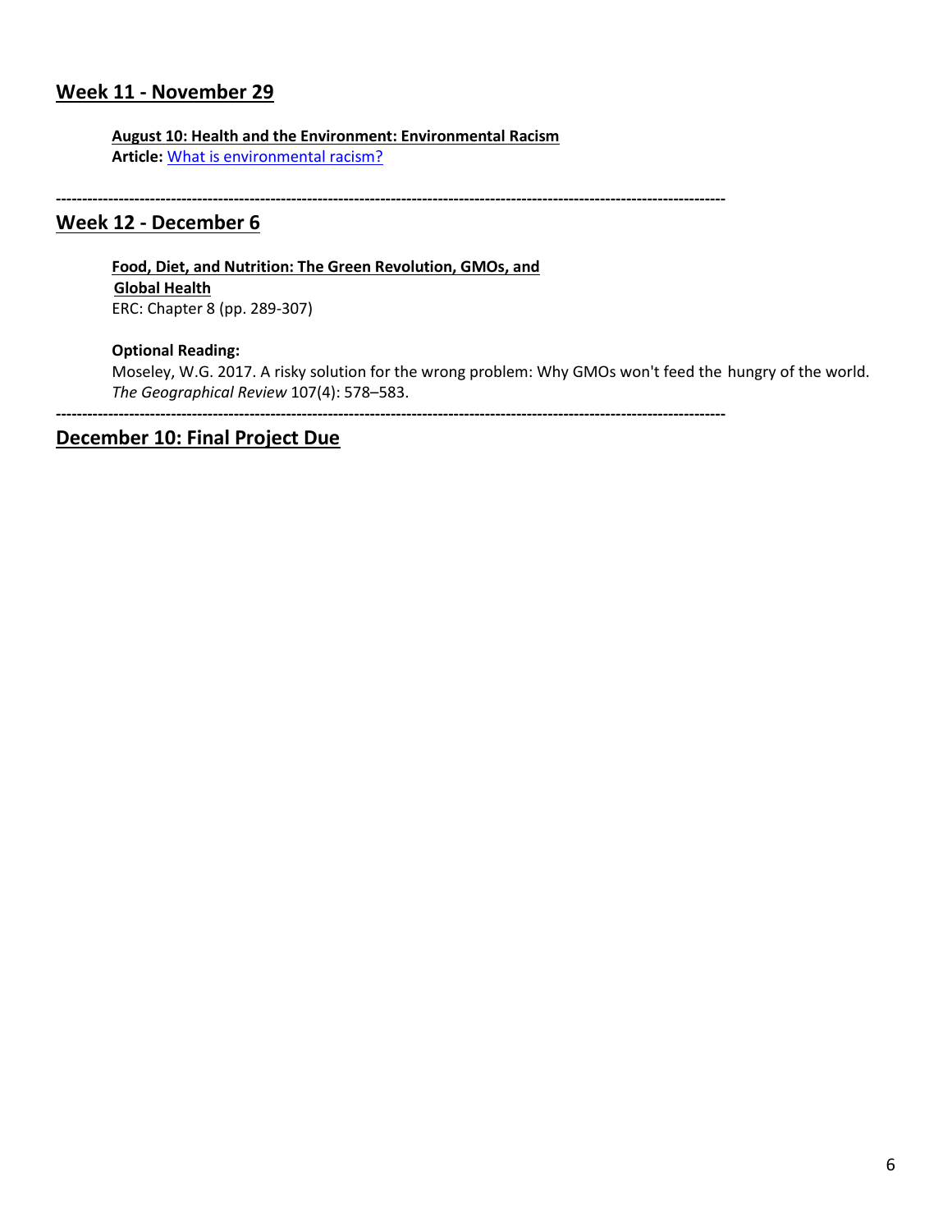## Week 11 - November 29

**August 10: Health and the Environment: Environmental Racism**
**Article:** What is environmental racism?

---

## Week 12 - December 6

**Food, Diet, and Nutrition: The Green Revolution, GMOs, and Global Health**
ERC: Chapter 8 (pp. 289-307)

**Optional Reading:**
Moseley, W.G. 2017. A risky solution for the wrong problem: Why GMOs won't feed the hungry of the world. *The Geographical Review* 107(4): 578–583.

---

## December 10: Final Project Due